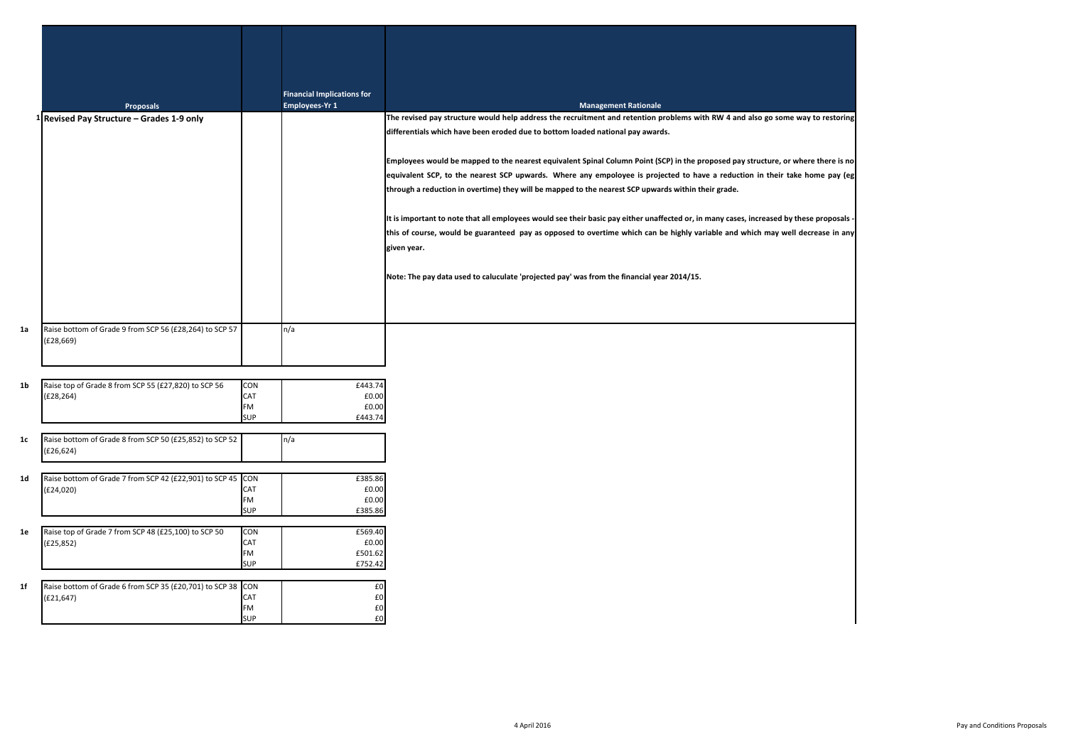| | Proposals | | Financial Implications for Employees-Yr 1 | Management Rationale |
|---|---|---|---|---|
| 1 | **Revised Pay Structure – Grades 1-9 only** | | | **The revised pay structure would help address the recruitment and retention problems with RW 4 and also go some way to restoring differentials which have been eroded due to bottom loaded national pay awards.**<br><br>**Employees would be mapped to the nearest equivalent Spinal Column Point (SCP) in the proposed pay structure, or where there is no equivalent SCP, to the nearest SCP upwards. Where any empoloyee is projected to have a reduction in their take home pay (eg through a reduction in overtime) they will be mapped to the nearest SCP upwards within their grade.**<br><br>**It is important to note that all employees would see their basic pay either unaffected or, in many cases, increased by these proposals - this of course, would be guaranteed pay as opposed to overtime which can be highly variable and which may well decrease in any given year.**<br><br>**Note: The pay data used to caluculate 'projected pay' was from the financial year 2014/15.** |
| 1a | Raise bottom of Grade 9 from SCP 56 (£28,264) to SCP 57 (£28,669) | | n/a | |
| 1b | Raise top of Grade 8 from SCP 55 (£27,820) to SCP 56 (£28,264) | CON | £443.74 | |
| | | CAT | £0.00 | |
| | | FM | £0.00 | |
| | | SUP | £443.74 | |
| 1c | Raise bottom of Grade 8 from SCP 50 (£25,852) to SCP 52 (£26,624) | | n/a | |
| 1d | Raise bottom of Grade 7 from SCP 42 (£22,901) to SCP 45 (£24,020) | CON | £385.86 | |
| | | CAT | £0.00 | |
| | | FM | £0.00 | |
| | | SUP | £385.86 | |
| 1e | Raise top of Grade 7 from SCP 48 (£25,100) to SCP 50 (£25,852) | CON | £569.40 | |
| | | CAT | £0.00 | |
| | | FM | £501.62 | |
| | | SUP | £752.42 | |
| 1f | Raise bottom of Grade 6 from SCP 35 (£20,701) to SCP 38 (£21,647) | CON | £0 | |
| | | CAT | £0 | |
| | | FM | £0 | |
| | | SUP | £0 | |

4 April 2016

Pay and Conditions Proposals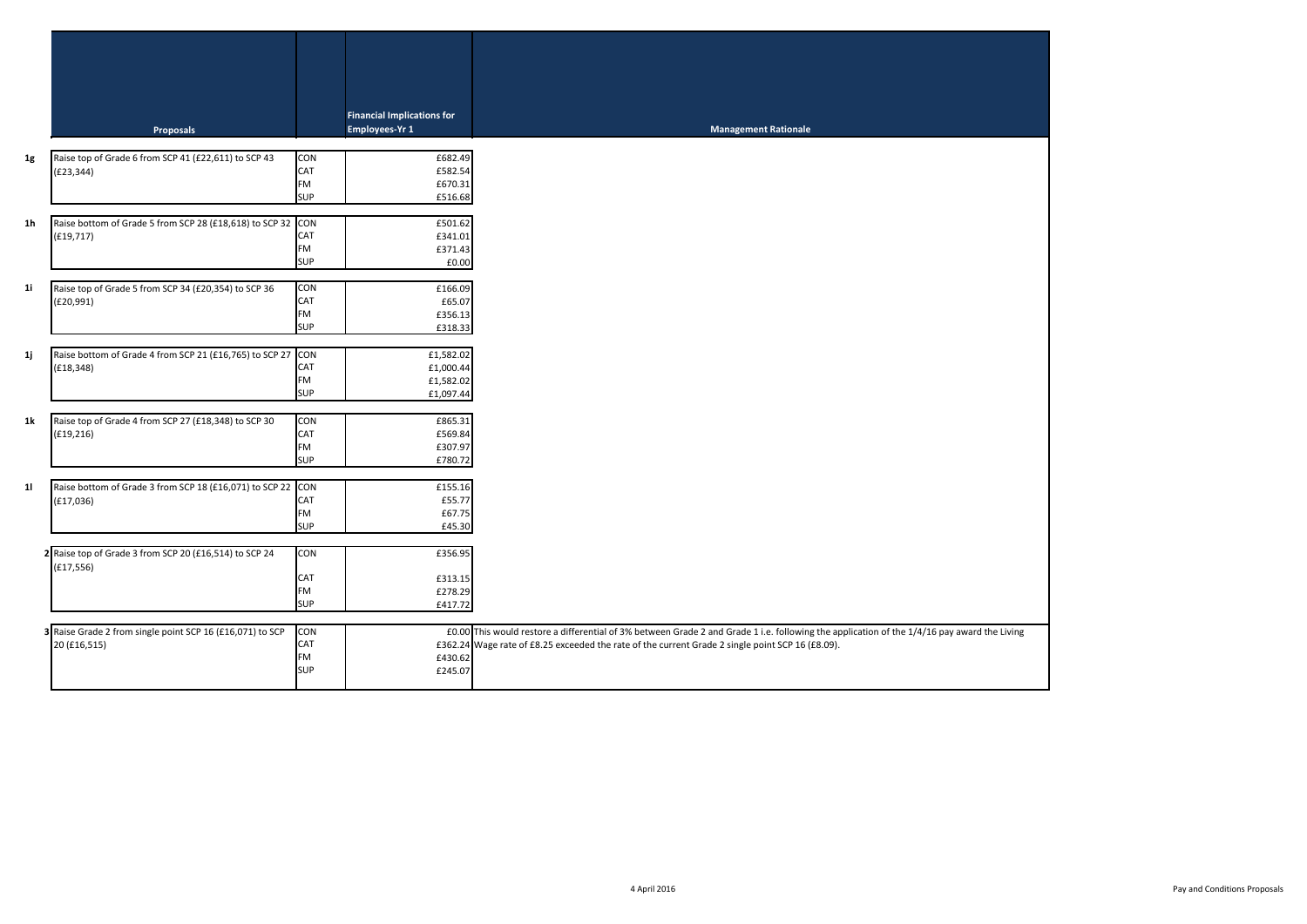| | Proposals | | Financial Implications for Employees-Yr 1 | Management Rationale |
|---|---|---|---|---|
| 1g | Raise top of Grade 6 from SCP 41 (£22,611) to SCP 43 (£23,344) | CON | £682.49 | |
| | | CAT | £582.54 | |
| | | FM | £670.31 | |
| | | SUP | £516.68 | |
| 1h | Raise bottom of Grade 5 from SCP 28 (£18,618) to SCP 32 (£19,717) | CON | £501.62 | |
| | | CAT | £341.01 | |
| | | FM | £371.43 | |
| | | SUP | £0.00 | |
| 1i | Raise top of Grade 5 from SCP 34 (£20,354) to SCP 36 (£20,991) | CON | £166.09 | |
| | | CAT | £65.07 | |
| | | FM | £356.13 | |
| | | SUP | £318.33 | |
| 1j | Raise bottom of Grade 4 from SCP 21 (£16,765) to SCP 27 (£18,348) | CON | £1,582.02 | |
| | | CAT | £1,000.44 | |
| | | FM | £1,582.02 | |
| | | SUP | £1,097.44 | |
| 1k | Raise top of Grade 4 from SCP 27 (£18,348) to SCP 30 (£19,216) | CON | £865.31 | |
| | | CAT | £569.84 | |
| | | FM | £307.97 | |
| | | SUP | £780.72 | |
| 1l | Raise bottom of Grade 3 from SCP 18 (£16,071) to SCP 22 (£17,036) | CON | £155.16 | |
| | | CAT | £55.77 | |
| | | FM | £67.75 | |
| | | SUP | £45.30 | |
| 2 | Raise top of Grade 3 from SCP 20 (£16,514) to SCP 24 (£17,556) | CON | £356.95 | |
| | | CAT | £313.15 | |
| | | FM | £278.29 | |
| | | SUP | £417.72 | |
| 3 | Raise Grade 2 from single point SCP 16 (£16,071) to SCP 20 (£16,515) | CON | £0.00 | This would restore a differential of 3% between Grade 2 and Grade 1 i.e. following the application of the 1/4/16 pay award the Living Wage rate of £8.25 exceeded the rate of the current Grade 2 single point SCP 16 (£8.09). |
| | | CAT | £362.24 | |
| | | FM | £430.62 | |
| | | SUP | £245.07 | |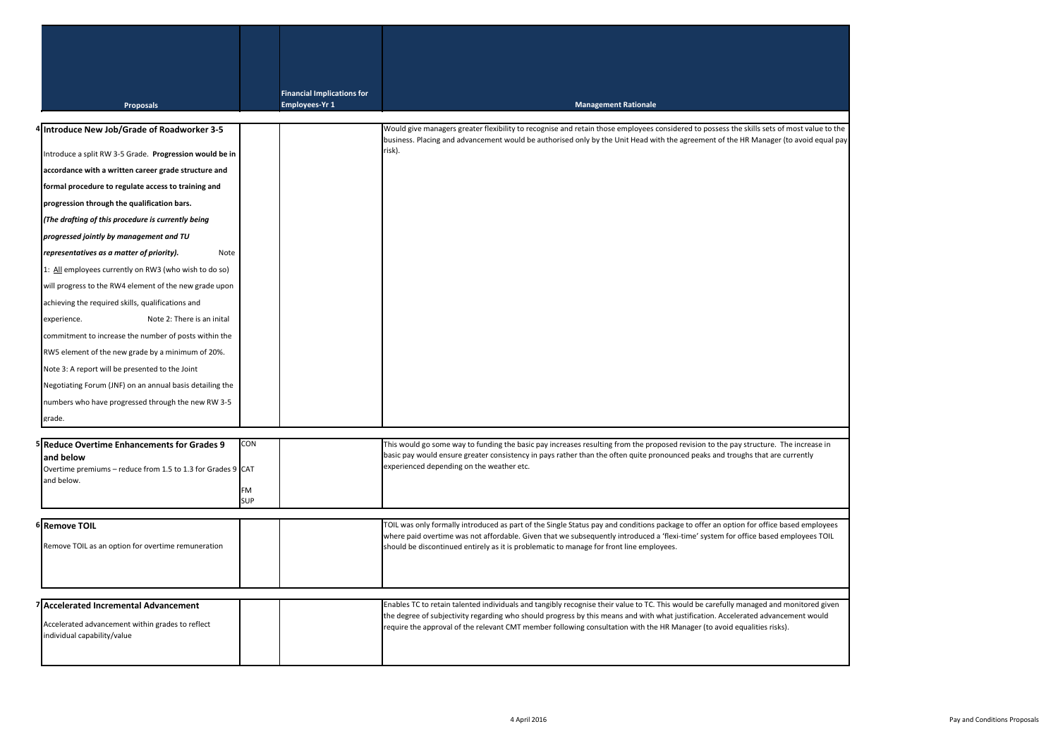| Proposals | | Financial Implications for Employees-Yr 1 | Management Rationale |
|---|---|---|---|
| 4 **Introduce New Job/Grade of Roadworker 3-5**<br><br>Introduce a split RW 3-5 Grade. **Progression would be in accordance with a written career grade structure and formal procedure to regulate access to training and progression through the qualification bars.** ***(The drafting of this procedure is currently being progressed jointly by management and TU representatives as a matter of priority).*** Note 1: All employees currently on RW3 (who wish to do so) will progress to the RW4 element of the new grade upon achieving the required skills, qualifications and experience. Note 2: There is an inital commitment to increase the number of posts within the RW5 element of the new grade by a minimum of 20%. Note 3: A report will be presented to the Joint Negotiating Forum (JNF) on an annual basis detailing the numbers who have progressed through the new RW 3-5 grade. | | | Would give managers greater flexibility to recognise and retain those employees considered to possess the skills sets of most value to the business. Placing and advancement would be authorised only by the Unit Head with the agreement of the HR Manager (to avoid equal pay risk). |
| 5 **Reduce Overtime Enhancements for Grades 9 and below**<br>Overtime premiums – reduce from 1.5 to 1.3 for Grades 9 and below. | CON<br>CAT<br>FM<br>SUP | | This would go some way to funding the basic pay increases resulting from the proposed revision to the pay structure. The increase in basic pay would ensure greater consistency in pays rather than the often quite pronounced peaks and troughs that are currently experienced depending on the weather etc. |
| 6 **Remove TOIL**<br><br>Remove TOIL as an option for overtime remuneration | | | TOIL was only formally introduced as part of the Single Status pay and conditions package to offer an option for office based employees where paid overtime was not affordable. Given that we subsequently introduced a 'flexi-time' system for office based employees TOIL should be discontinued entirely as it is problematic to manage for front line employees. |
| 7 **Accelerated Incremental Advancement**<br><br>Accelerated advancement within grades to reflect individual capability/value | | | Enables TC to retain talented individuals and tangibly recognise their value to TC. This would be carefully managed and monitored given the degree of subjectivity regarding who should progress by this means and with what justification. Accelerated advancement would require the approval of the relevant CMT member following consultation with the HR Manager (to avoid equalities risks). |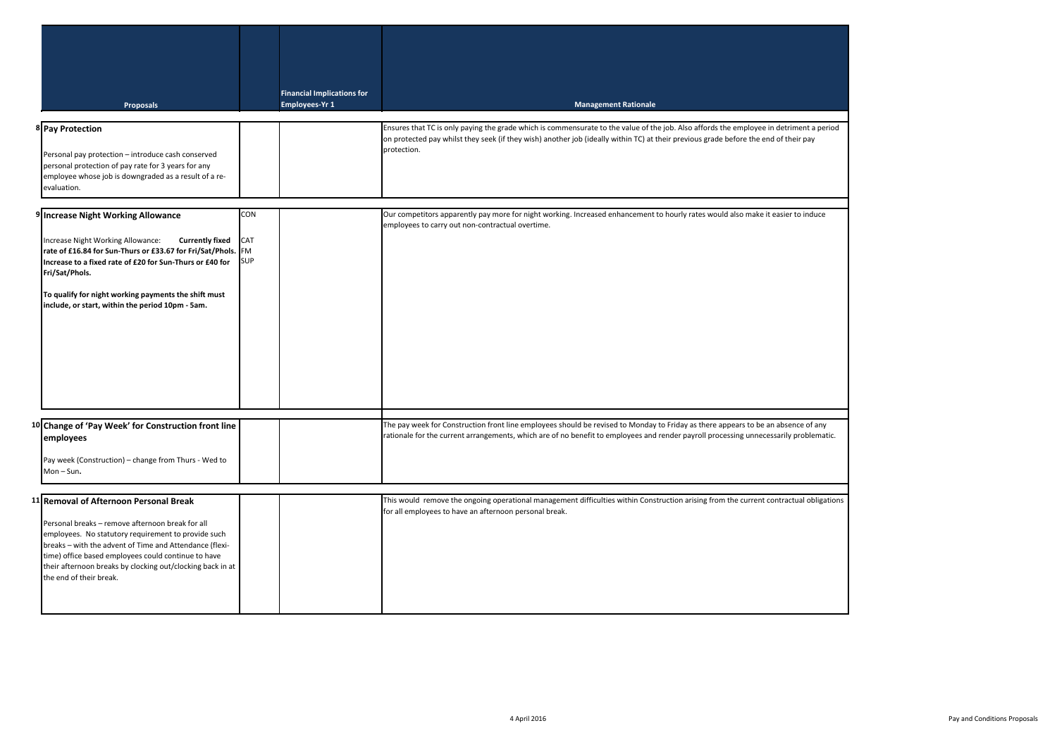| Proposals | | Financial Implications for Employees-Yr 1 | Management Rationale |
|---|---|---|---|
| 8 **Pay Protection**<br><br>Personal pay protection – introduce cash conserved personal protection of pay rate for 3 years for any employee whose job is downgraded as a result of a re-evaluation. | | | Ensures that TC is only paying the grade which is commensurate to the value of the job. Also affords the employee in detriment a period on protected pay whilst they seek (if they wish) another job (ideally within TC) at their previous grade before the end of their pay protection. |
| 9 **Increase Night Working Allowance**<br><br>Increase Night Working Allowance: **Currently fixed rate of £16.84 for Sun-Thurs or £33.67 for Fri/Sat/Phols. Increase to a fixed rate of £20 for Sun-Thurs or £40 for Fri/Sat/Phols.**<br><br>**To qualify for night working payments the shift must include, or start, within the period 10pm - 5am.** | CON<br><br>CAT<br>FM<br>SUP | | Our competitors apparently pay more for night working. Increased enhancement to hourly rates would also make it easier to induce employees to carry out non-contractual overtime. |
| 10 **Change of 'Pay Week' for Construction front line employees**<br><br>Pay week (Construction) – change from Thurs - Wed to Mon – Sun**.** | | | The pay week for Construction front line employees should be revised to Monday to Friday as there appears to be an absence of any rationale for the current arrangements, which are of no benefit to employees and render payroll processing unnecessarily problematic. |
| 11 **Removal of Afternoon Personal Break**<br><br>Personal breaks – remove afternoon break for all employees. No statutory requirement to provide such breaks – with the advent of Time and Attendance (flexi-time) office based employees could continue to have their afternoon breaks by clocking out/clocking back in at the end of their break. | | | This would remove the ongoing operational management difficulties within Construction arising from the current contractual obligations for all employees to have an afternoon personal break. |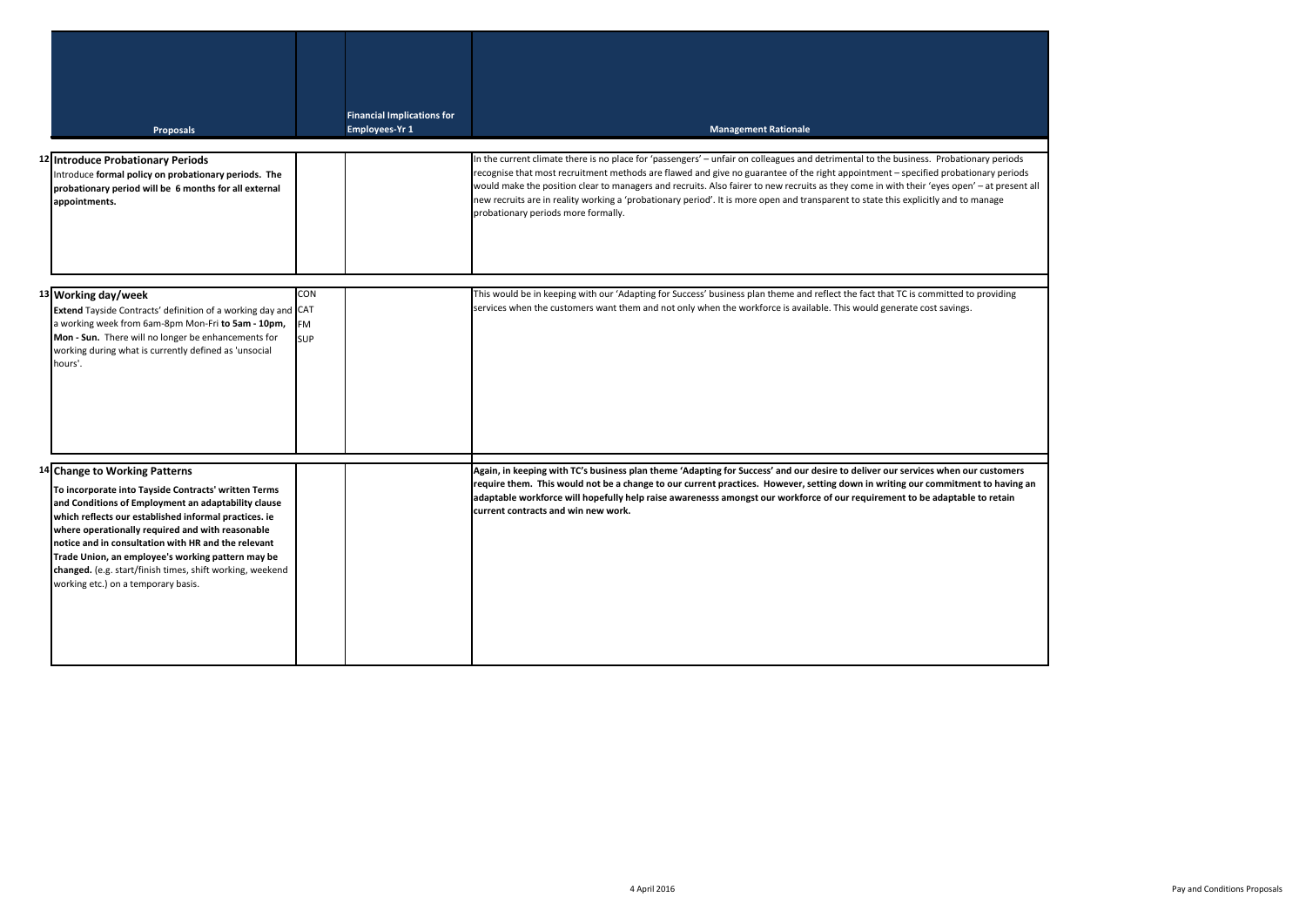| | Proposals | | Financial Implications for Employees-Yr 1 | Management Rationale |
|---|---|---|---|---|
| 12 | **Introduce Probationary Periods** Introduce **formal policy on probationary periods. The probationary period will be 6 months for all external appointments.** | | | In the current climate there is no place for 'passengers' – unfair on colleagues and detrimental to the business. Probationary periods recognise that most recruitment methods are flawed and give no guarantee of the right appointment – specified probationary periods would make the position clear to managers and recruits. Also fairer to new recruits as they come in with their 'eyes open' – at present all new recruits are in reality working a 'probationary period'. It is more open and transparent to state this explicitly and to manage probationary periods more formally. |
| 13 | **Working day/week** **Extend** Tayside Contracts' definition of a working day and a working week from 6am-8pm Mon-Fri **to 5am - 10pm, Mon - Sun.** There will no longer be enhancements for working during what is currently defined as 'unsocial hours'. | CON CAT FM SUP | | This would be in keeping with our 'Adapting for Success' business plan theme and reflect the fact that TC is committed to providing services when the customers want them and not only when the workforce is available. This would generate cost savings. |
| 14 | **Change to Working Patterns** **To incorporate into Tayside Contracts' written Terms and Conditions of Employment an adaptability clause which reflects our established informal practices. ie where operationally required and with reasonable notice and in consultation with HR and the relevant Trade Union, an employee's working pattern may be changed.** (e.g. start/finish times, shift working, weekend working etc.) on a temporary basis. | | | **Again, in keeping with TC's business plan theme 'Adapting for Success' and our desire to deliver our services when our customers require them. This would not be a change to our current practices. However, setting down in writing our commitment to having an adaptable workforce will hopefully help raise awarenesss amongst our workforce of our requirement to be adaptable to retain current contracts and win new work.** |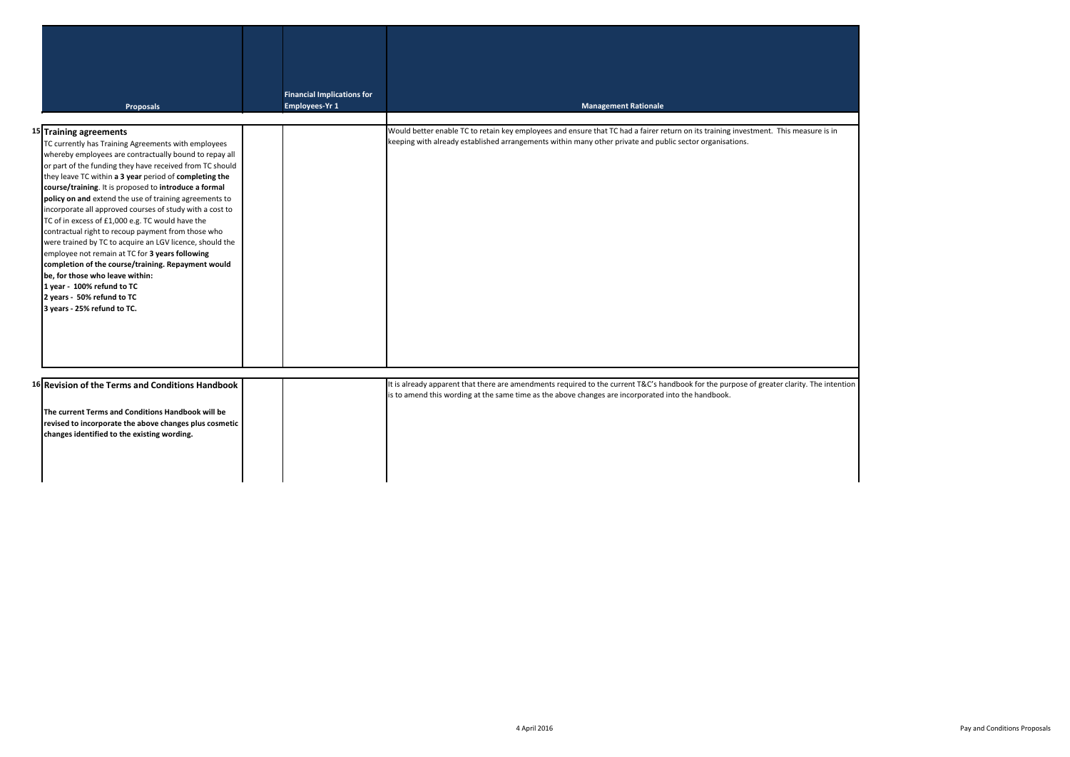| | Proposals | | Financial Implications for Employees-Yr 1 | Management Rationale |
|---|---|---|---|---|
| 15 | **Training agreements**<br>TC currently has Training Agreements with employees whereby employees are contractually bound to repay all or part of the funding they have received from TC should they leave TC within **a 3 year** period of **completing the course/training**. It is proposed to **introduce a formal policy on and** extend the use of training agreements to incorporate all approved courses of study with a cost to TC of in excess of £1,000 e.g. TC would have the contractual right to recoup payment from those who were trained by TC to acquire an LGV licence, should the employee not remain at TC for **3 years following completion of the course/training. Repayment would be, for those who leave within:**<br>**1 year - 100% refund to TC**<br>**2 years - 50% refund to TC**<br>**3 years - 25% refund to TC.** | | | Would better enable TC to retain key employees and ensure that TC had a fairer return on its training investment. This measure is in keeping with already established arrangements within many other private and public sector organisations. |
| 16 | **Revision of the Terms and Conditions Handbook**<br><br>**The current Terms and Conditions Handbook will be revised to incorporate the above changes plus cosmetic changes identified to the existing wording.** | | | It is already apparent that there are amendments required to the current T&C's handbook for the purpose of greater clarity. The intention is to amend this wording at the same time as the above changes are incorporated into the handbook. |

4 April 2016

Pay and Conditions Proposals